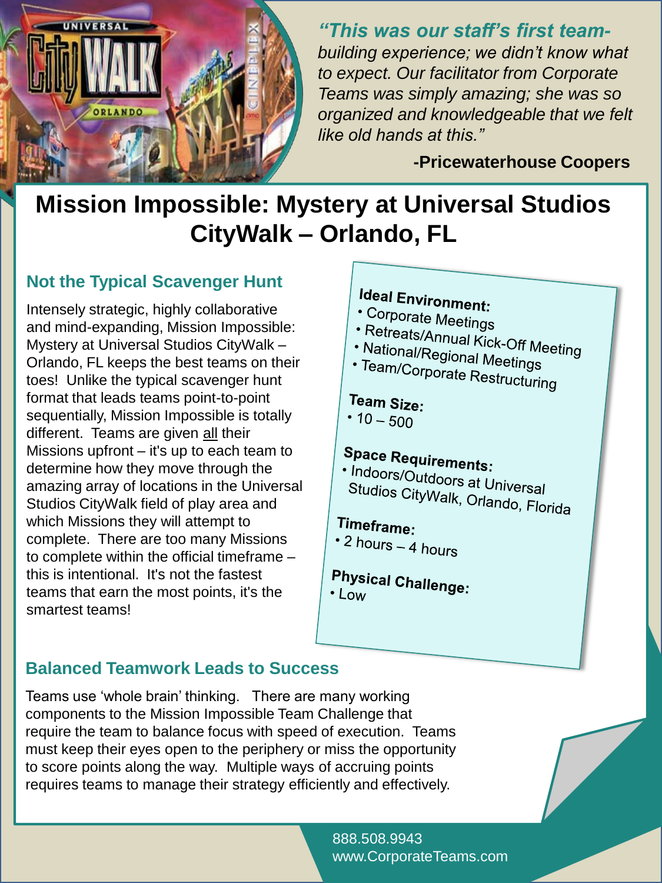*"This was our staff's first team-building experience; we didn't know what to expect. Our facilitator from Corporate Teams was simply amazing; she was so organized and knowledgeable that we felt like old hands at this."*

**-Pricewaterhouse Coopers**

# Mission Impossible: Mystery at Universal Studios CityWalk – Orlando, FL

## Not the Typical Scavenger Hunt

Intensely strategic, highly collaborative and mind-expanding, Mission Impossible: Mystery at Universal Studios CityWalk – Orlando, FL keeps the best teams on their toes! Unlike the typical scavenger hunt format that leads teams point-to-point sequentially, Mission Impossible is totally different. Teams are given all their Missions upfront – it's up to each team to determine how they move through the amazing array of locations in the Universal Studios CityWalk field of play area and which Missions they will attempt to complete. There are too many Missions to complete within the official timeframe – this is intentional. It's not the fastest teams that earn the most points, it's the smartest teams!

**Ideal Environment:**
- Corporate Meetings
- Retreats/Annual Kick-Off Meeting
- National/Regional Meetings
- Team/Corporate Restructuring

**Team Size:**
- 10 – 500

**Space Requirements:**
- Indoors/Outdoors at Universal Studios CityWalk, Orlando, Florida

**Timeframe:**
- 2 hours – 4 hours

**Physical Challenge:**
- Low

## Balanced Teamwork Leads to Success

Teams use 'whole brain' thinking. There are many working components to the Mission Impossible Team Challenge that require the team to balance focus with speed of execution. Teams must keep their eyes open to the periphery or miss the opportunity to score points along the way. Multiple ways of accruing points requires teams to manage their strategy efficiently and effectively.

888.508.9943
www.CorporateTeams.com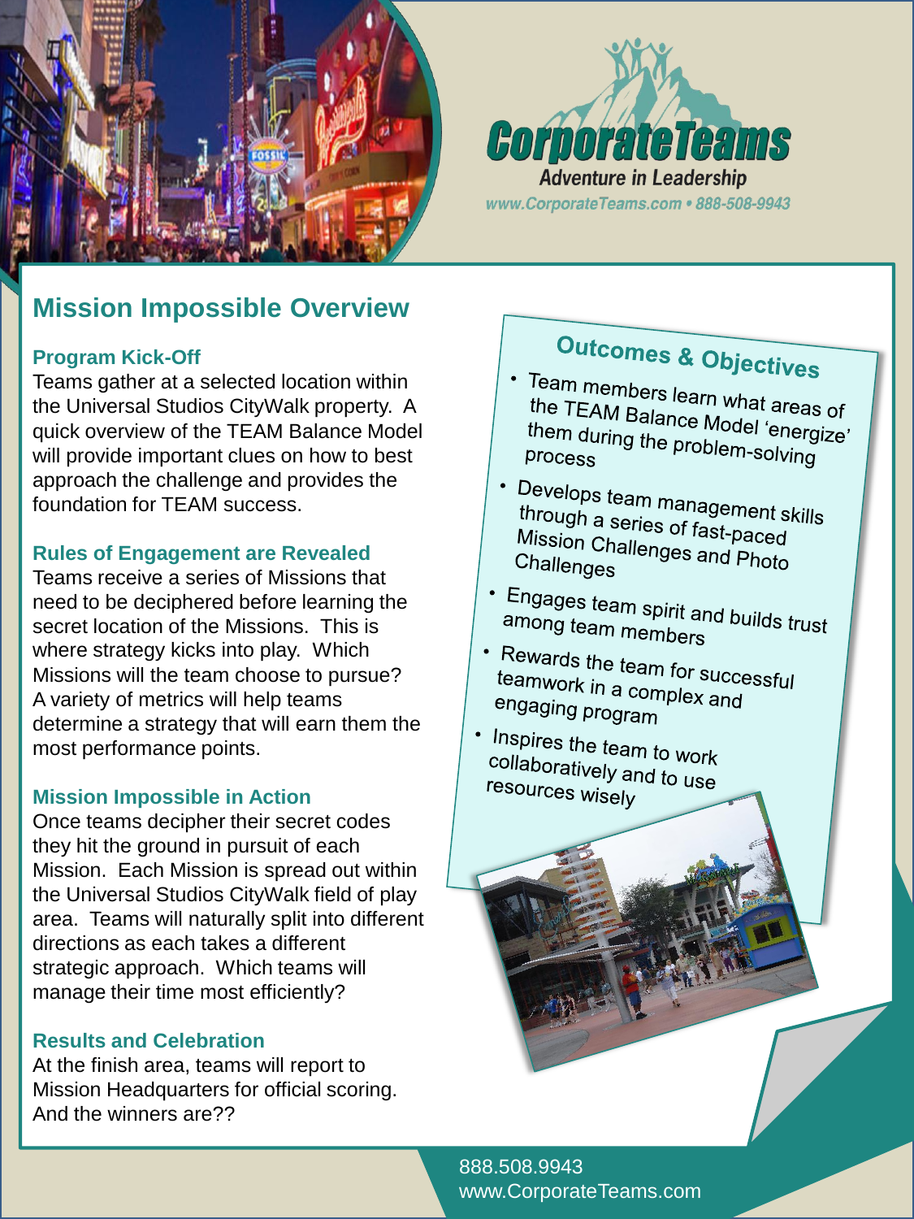CorporateTeams

Adventure in Leadership

www.CorporateTeams.com • 888-508-9943

## Mission Impossible Overview

### Program Kick-Off

Teams gather at a selected location within the Universal Studios CityWalk property. A quick overview of the TEAM Balance Model will provide important clues on how to best approach the challenge and provides the foundation for TEAM success.

### Rules of Engagement are Revealed

Teams receive a series of Missions that need to be deciphered before learning the secret location of the Missions. This is where strategy kicks into play. Which Missions will the team choose to pursue? A variety of metrics will help teams determine a strategy that will earn them the most performance points.

### Mission Impossible in Action

Once teams decipher their secret codes they hit the ground in pursuit of each Mission. Each Mission is spread out within the Universal Studios CityWalk field of play area. Teams will naturally split into different directions as each takes a different strategic approach. Which teams will manage their time most efficiently?

### Results and Celebration

At the finish area, teams will report to Mission Headquarters for official scoring. And the winners are??

### Outcomes & Objectives

- Team members learn what areas of the TEAM Balance Model 'energize' them during the problem-solving process
- Develops team management skills through a series of fast-paced Mission Challenges and Photo Challenges
- Engages team spirit and builds trust among team members
- Rewards the team for successful teamwork in a complex and engaging program
- Inspires the team to work collaboratively and to use resources wisely

888.508.9943
www.CorporateTeams.com